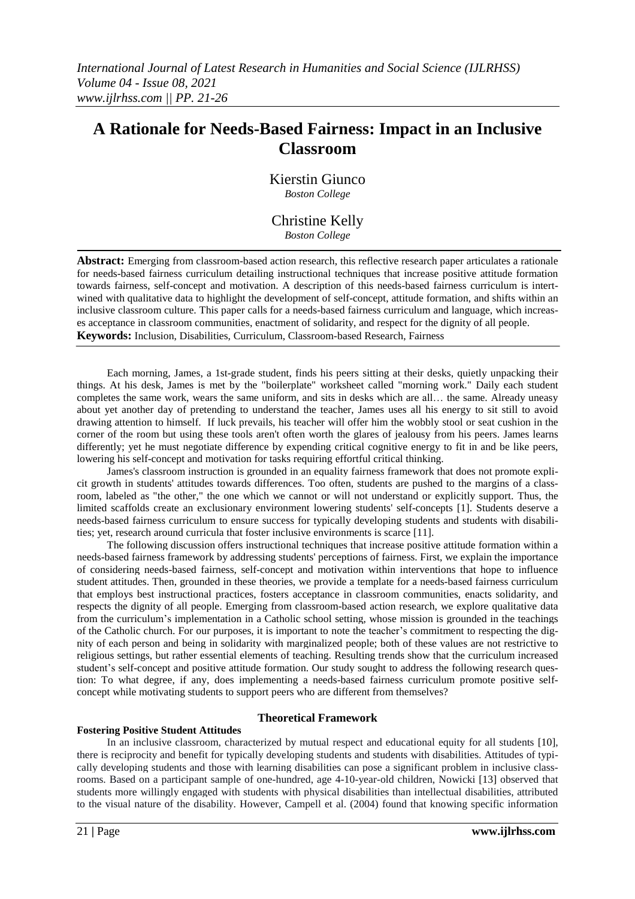# A Rationale for Needs-Based Fairness: Impact in an Inclusive Classroom

Kierstin Giunco
*Boston College*

Christine Kelly
*Boston College*

---

**Abstract:** Emerging from classroom-based action research, this reflective research paper articulates a rationale for needs-based fairness curriculum detailing instructional techniques that increase positive attitude formation towards fairness, self-concept and motivation. A description of this needs-based fairness curriculum is intertwined with qualitative data to highlight the development of self-concept, attitude formation, and shifts within an inclusive classroom culture. This paper calls for a needs-based fairness curriculum and language, which increases acceptance in classroom communities, enactment of solidarity, and respect for the dignity of all people.
**Keywords:** Inclusion, Disabilities, Curriculum, Classroom-based Research, Fairness

---

Each morning, James, a 1st-grade student, finds his peers sitting at their desks, quietly unpacking their things. At his desk, James is met by the "boilerplate" worksheet called "morning work." Daily each student completes the same work, wears the same uniform, and sits in desks which are all… the same. Already uneasy about yet another day of pretending to understand the teacher, James uses all his energy to sit still to avoid drawing attention to himself. If luck prevails, his teacher will offer him the wobbly stool or seat cushion in the corner of the room but using these tools aren't often worth the glares of jealousy from his peers. James learns differently; yet he must negotiate difference by expending critical cognitive energy to fit in and be like peers, lowering his self-concept and motivation for tasks requiring effortful critical thinking.

James's classroom instruction is grounded in an equality fairness framework that does not promote explicit growth in students' attitudes towards differences. Too often, students are pushed to the margins of a classroom, labeled as "the other," the one which we cannot or will not understand or explicitly support. Thus, the limited scaffolds create an exclusionary environment lowering students' self-concepts [1]. Students deserve a needs-based fairness curriculum to ensure success for typically developing students and students with disabilities; yet, research around curricula that foster inclusive environments is scarce [11].

The following discussion offers instructional techniques that increase positive attitude formation within a needs-based fairness framework by addressing students' perceptions of fairness. First, we explain the importance of considering needs-based fairness, self-concept and motivation within interventions that hope to influence student attitudes. Then, grounded in these theories, we provide a template for a needs-based fairness curriculum that employs best instructional practices, fosters acceptance in classroom communities, enacts solidarity, and respects the dignity of all people. Emerging from classroom-based action research, we explore qualitative data from the curriculum's implementation in a Catholic school setting, whose mission is grounded in the teachings of the Catholic church. For our purposes, it is important to note the teacher's commitment to respecting the dignity of each person and being in solidarity with marginalized people; both of these values are not restrictive to religious settings, but rather essential elements of teaching. Resulting trends show that the curriculum increased student's self-concept and positive attitude formation. Our study sought to address the following research question: To what degree, if any, does implementing a needs-based fairness curriculum promote positive self-concept while motivating students to support peers who are different from themselves?

## Theoretical Framework

### Fostering Positive Student Attitudes

In an inclusive classroom, characterized by mutual respect and educational equity for all students [10], there is reciprocity and benefit for typically developing students and students with disabilities. Attitudes of typically developing students and those with learning disabilities can pose a significant problem in inclusive classrooms. Based on a participant sample of one-hundred, age 4-10-year-old children, Nowicki [13] observed that students more willingly engaged with students with physical disabilities than intellectual disabilities, attributed to the visual nature of the disability. However, Campell et al. (2004) found that knowing specific information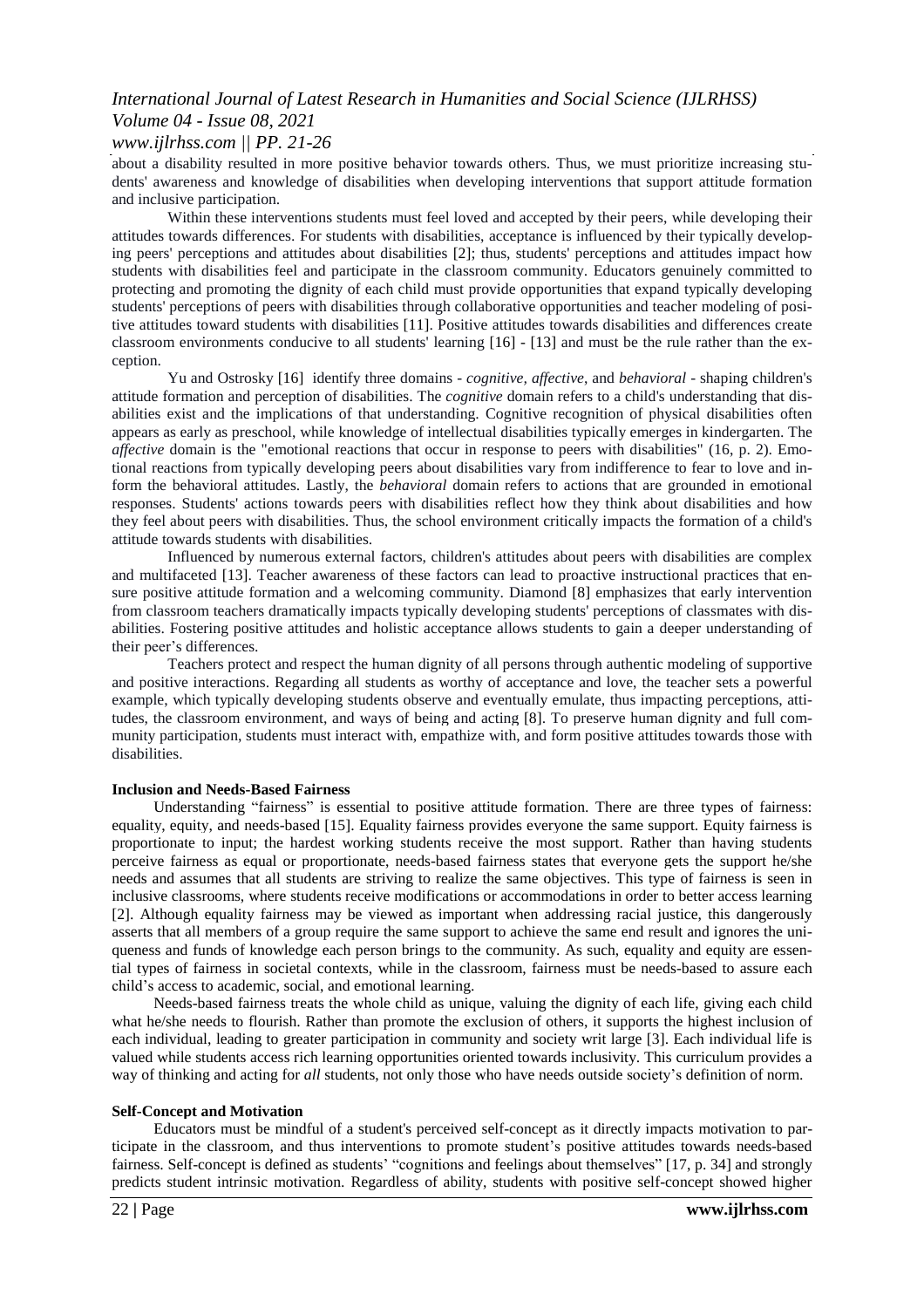about a disability resulted in more positive behavior towards others. Thus, we must prioritize increasing students' awareness and knowledge of disabilities when developing interventions that support attitude formation and inclusive participation.

Within these interventions students must feel loved and accepted by their peers, while developing their attitudes towards differences. For students with disabilities, acceptance is influenced by their typically developing peers' perceptions and attitudes about disabilities [2]; thus, students' perceptions and attitudes impact how students with disabilities feel and participate in the classroom community. Educators genuinely committed to protecting and promoting the dignity of each child must provide opportunities that expand typically developing students' perceptions of peers with disabilities through collaborative opportunities and teacher modeling of positive attitudes toward students with disabilities [11]. Positive attitudes towards disabilities and differences create classroom environments conducive to all students' learning [16] - [13] and must be the rule rather than the exception.

Yu and Ostrosky [16] identify three domains - *cognitive, affective*, and *behavioral* - shaping children's attitude formation and perception of disabilities. The *cognitive* domain refers to a child's understanding that disabilities exist and the implications of that understanding. Cognitive recognition of physical disabilities often appears as early as preschool, while knowledge of intellectual disabilities typically emerges in kindergarten. The *affective* domain is the "emotional reactions that occur in response to peers with disabilities" (16, p. 2). Emotional reactions from typically developing peers about disabilities vary from indifference to fear to love and inform the behavioral attitudes. Lastly, the *behavioral* domain refers to actions that are grounded in emotional responses. Students' actions towards peers with disabilities reflect how they think about disabilities and how they feel about peers with disabilities. Thus, the school environment critically impacts the formation of a child's attitude towards students with disabilities.

Influenced by numerous external factors, children's attitudes about peers with disabilities are complex and multifaceted [13]. Teacher awareness of these factors can lead to proactive instructional practices that ensure positive attitude formation and a welcoming community. Diamond [8] emphasizes that early intervention from classroom teachers dramatically impacts typically developing students' perceptions of classmates with disabilities. Fostering positive attitudes and holistic acceptance allows students to gain a deeper understanding of their peer's differences.

Teachers protect and respect the human dignity of all persons through authentic modeling of supportive and positive interactions. Regarding all students as worthy of acceptance and love, the teacher sets a powerful example, which typically developing students observe and eventually emulate, thus impacting perceptions, attitudes, the classroom environment, and ways of being and acting [8]. To preserve human dignity and full community participation, students must interact with, empathize with, and form positive attitudes towards those with disabilities.

**Inclusion and Needs-Based Fairness**

Understanding "fairness" is essential to positive attitude formation. There are three types of fairness: equality, equity, and needs-based [15]. Equality fairness provides everyone the same support. Equity fairness is proportionate to input; the hardest working students receive the most support. Rather than having students perceive fairness as equal or proportionate, needs-based fairness states that everyone gets the support he/she needs and assumes that all students are striving to realize the same objectives. This type of fairness is seen in inclusive classrooms, where students receive modifications or accommodations in order to better access learning [2]. Although equality fairness may be viewed as important when addressing racial justice, this dangerously asserts that all members of a group require the same support to achieve the same end result and ignores the uniqueness and funds of knowledge each person brings to the community. As such, equality and equity are essential types of fairness in societal contexts, while in the classroom, fairness must be needs-based to assure each child's access to academic, social, and emotional learning.

Needs-based fairness treats the whole child as unique, valuing the dignity of each life, giving each child what he/she needs to flourish. Rather than promote the exclusion of others, it supports the highest inclusion of each individual, leading to greater participation in community and society writ large [3]. Each individual life is valued while students access rich learning opportunities oriented towards inclusivity. This curriculum provides a way of thinking and acting for *all* students, not only those who have needs outside society's definition of norm.

**Self-Concept and Motivation**

Educators must be mindful of a student's perceived self-concept as it directly impacts motivation to participate in the classroom, and thus interventions to promote student's positive attitudes towards needs-based fairness. Self-concept is defined as students' "cognitions and feelings about themselves" [17, p. 34] and strongly predicts student intrinsic motivation. Regardless of ability, students with positive self-concept showed higher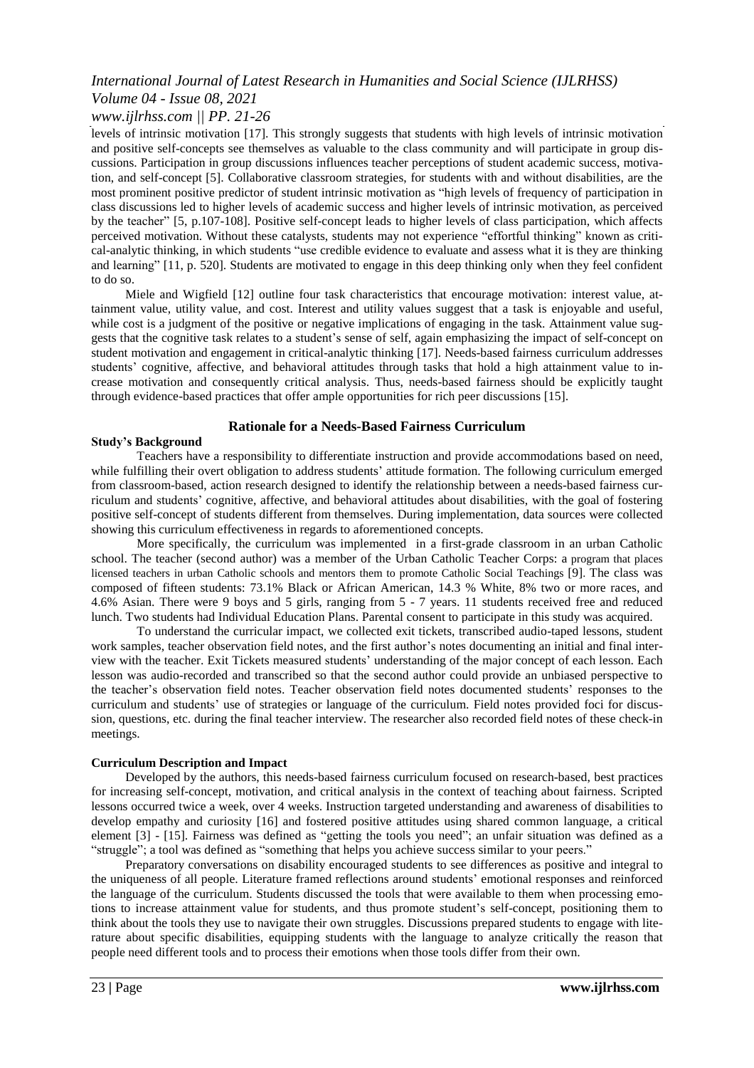levels of intrinsic motivation [17]. This strongly suggests that students with high levels of intrinsic motivation and positive self-concepts see themselves as valuable to the class community and will participate in group discussions. Participation in group discussions influences teacher perceptions of student academic success, motivation, and self-concept [5]. Collaborative classroom strategies, for students with and without disabilities, are the most prominent positive predictor of student intrinsic motivation as "high levels of frequency of participation in class discussions led to higher levels of academic success and higher levels of intrinsic motivation, as perceived by the teacher" [5, p.107-108]. Positive self-concept leads to higher levels of class participation, which affects perceived motivation. Without these catalysts, students may not experience "effortful thinking" known as critical-analytic thinking, in which students "use credible evidence to evaluate and assess what it is they are thinking and learning" [11, p. 520]. Students are motivated to engage in this deep thinking only when they feel confident to do so.

Miele and Wigfield [12] outline four task characteristics that encourage motivation: interest value, attainment value, utility value, and cost. Interest and utility values suggest that a task is enjoyable and useful, while cost is a judgment of the positive or negative implications of engaging in the task. Attainment value suggests that the cognitive task relates to a student's sense of self, again emphasizing the impact of self-concept on student motivation and engagement in critical-analytic thinking [17]. Needs-based fairness curriculum addresses students' cognitive, affective, and behavioral attitudes through tasks that hold a high attainment value to increase motivation and consequently critical analysis. Thus, needs-based fairness should be explicitly taught through evidence-based practices that offer ample opportunities for rich peer discussions [15].

## Rationale for a Needs-Based Fairness Curriculum

### Study's Background

Teachers have a responsibility to differentiate instruction and provide accommodations based on need, while fulfilling their overt obligation to address students' attitude formation. The following curriculum emerged from classroom-based, action research designed to identify the relationship between a needs-based fairness curriculum and students' cognitive, affective, and behavioral attitudes about disabilities, with the goal of fostering positive self-concept of students different from themselves. During implementation, data sources were collected showing this curriculum effectiveness in regards to aforementioned concepts.

More specifically, the curriculum was implemented in a first-grade classroom in an urban Catholic school. The teacher (second author) was a member of the Urban Catholic Teacher Corps: a program that places licensed teachers in urban Catholic schools and mentors them to promote Catholic Social Teachings [9]. The class was composed of fifteen students: 73.1% Black or African American, 14.3 % White, 8% two or more races, and 4.6% Asian. There were 9 boys and 5 girls, ranging from 5 - 7 years. 11 students received free and reduced lunch. Two students had Individual Education Plans. Parental consent to participate in this study was acquired.

To understand the curricular impact, we collected exit tickets, transcribed audio-taped lessons, student work samples, teacher observation field notes, and the first author's notes documenting an initial and final interview with the teacher. Exit Tickets measured students' understanding of the major concept of each lesson. Each lesson was audio-recorded and transcribed so that the second author could provide an unbiased perspective to the teacher's observation field notes. Teacher observation field notes documented students' responses to the curriculum and students' use of strategies or language of the curriculum. Field notes provided foci for discussion, questions, etc. during the final teacher interview. The researcher also recorded field notes of these check-in meetings.

### Curriculum Description and Impact

Developed by the authors, this needs-based fairness curriculum focused on research-based, best practices for increasing self-concept, motivation, and critical analysis in the context of teaching about fairness. Scripted lessons occurred twice a week, over 4 weeks. Instruction targeted understanding and awareness of disabilities to develop empathy and curiosity [16] and fostered positive attitudes using shared common language, a critical element [3] - [15]. Fairness was defined as "getting the tools you need"; an unfair situation was defined as a "struggle"; a tool was defined as "something that helps you achieve success similar to your peers."

Preparatory conversations on disability encouraged students to see differences as positive and integral to the uniqueness of all people. Literature framed reflections around students' emotional responses and reinforced the language of the curriculum. Students discussed the tools that were available to them when processing emotions to increase attainment value for students, and thus promote student's self-concept, positioning them to think about the tools they use to navigate their own struggles. Discussions prepared students to engage with literature about specific disabilities, equipping students with the language to analyze critically the reason that people need different tools and to process their emotions when those tools differ from their own.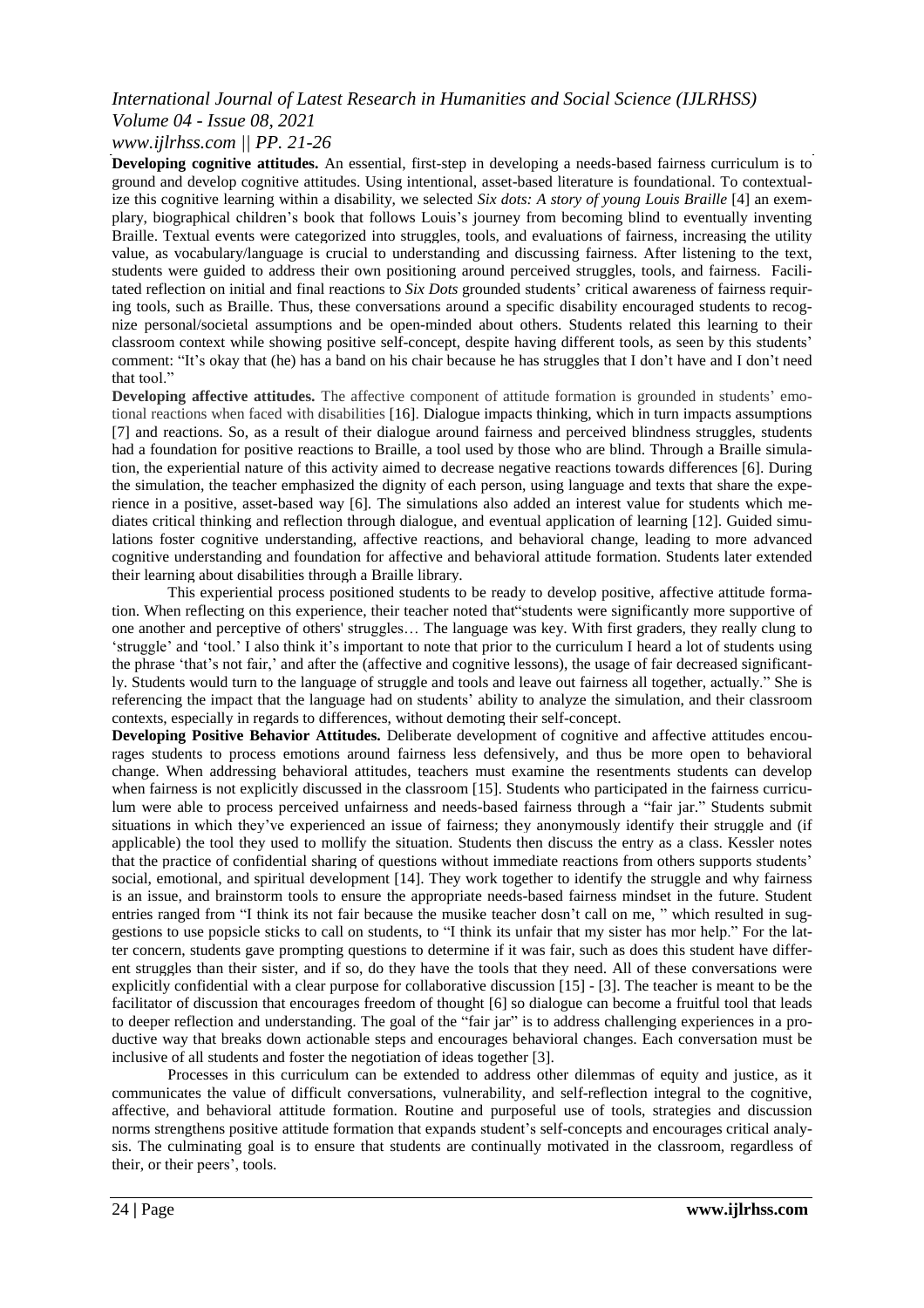**Developing cognitive attitudes.** An essential, first-step in developing a needs-based fairness curriculum is to ground and develop cognitive attitudes. Using intentional, asset-based literature is foundational. To contextualize this cognitive learning within a disability, we selected *Six dots: A story of young Louis Braille* [4] an exemplary, biographical children's book that follows Louis's journey from becoming blind to eventually inventing Braille. Textual events were categorized into struggles, tools, and evaluations of fairness, increasing the utility value, as vocabulary/language is crucial to understanding and discussing fairness. After listening to the text, students were guided to address their own positioning around perceived struggles, tools, and fairness. Facilitated reflection on initial and final reactions to *Six Dots* grounded students' critical awareness of fairness requiring tools, such as Braille. Thus, these conversations around a specific disability encouraged students to recognize personal/societal assumptions and be open-minded about others. Students related this learning to their classroom context while showing positive self-concept, despite having different tools, as seen by this students' comment: "It's okay that (he) has a band on his chair because he has struggles that I don't have and I don't need that tool."

**Developing affective attitudes.** The affective component of attitude formation is grounded in students' emotional reactions when faced with disabilities [16]. Dialogue impacts thinking, which in turn impacts assumptions [7] and reactions. So, as a result of their dialogue around fairness and perceived blindness struggles, students had a foundation for positive reactions to Braille, a tool used by those who are blind. Through a Braille simulation, the experiential nature of this activity aimed to decrease negative reactions towards differences [6]. During the simulation, the teacher emphasized the dignity of each person, using language and texts that share the experience in a positive, asset-based way [6]. The simulations also added an interest value for students which mediates critical thinking and reflection through dialogue, and eventual application of learning [12]. Guided simulations foster cognitive understanding, affective reactions, and behavioral change, leading to more advanced cognitive understanding and foundation for affective and behavioral attitude formation. Students later extended their learning about disabilities through a Braille library.

This experiential process positioned students to be ready to develop positive, affective attitude formation. When reflecting on this experience, their teacher noted that"students were significantly more supportive of one another and perceptive of others' struggles… The language was key. With first graders, they really clung to 'struggle' and 'tool.' I also think it's important to note that prior to the curriculum I heard a lot of students using the phrase 'that's not fair,' and after the (affective and cognitive lessons), the usage of fair decreased significantly. Students would turn to the language of struggle and tools and leave out fairness all together, actually." She is referencing the impact that the language had on students' ability to analyze the simulation, and their classroom contexts, especially in regards to differences, without demoting their self-concept.

**Developing Positive Behavior Attitudes.** Deliberate development of cognitive and affective attitudes encourages students to process emotions around fairness less defensively, and thus be more open to behavioral change. When addressing behavioral attitudes, teachers must examine the resentments students can develop when fairness is not explicitly discussed in the classroom [15]. Students who participated in the fairness curriculum were able to process perceived unfairness and needs-based fairness through a "fair jar." Students submit situations in which they've experienced an issue of fairness; they anonymously identify their struggle and (if applicable) the tool they used to mollify the situation. Students then discuss the entry as a class. Kessler notes that the practice of confidential sharing of questions without immediate reactions from others supports students' social, emotional, and spiritual development [14]. They work together to identify the struggle and why fairness is an issue, and brainstorm tools to ensure the appropriate needs-based fairness mindset in the future. Student entries ranged from "I think its not fair because the musike teacher dosn't call on me, " which resulted in suggestions to use popsicle sticks to call on students, to "I think its unfair that my sister has mor help." For the latter concern, students gave prompting questions to determine if it was fair, such as does this student have different struggles than their sister, and if so, do they have the tools that they need. All of these conversations were explicitly confidential with a clear purpose for collaborative discussion [15] - [3]. The teacher is meant to be the facilitator of discussion that encourages freedom of thought [6] so dialogue can become a fruitful tool that leads to deeper reflection and understanding. The goal of the "fair jar" is to address challenging experiences in a productive way that breaks down actionable steps and encourages behavioral changes. Each conversation must be inclusive of all students and foster the negotiation of ideas together [3].

Processes in this curriculum can be extended to address other dilemmas of equity and justice, as it communicates the value of difficult conversations, vulnerability, and self-reflection integral to the cognitive, affective, and behavioral attitude formation. Routine and purposeful use of tools, strategies and discussion norms strengthens positive attitude formation that expands student's self-concepts and encourages critical analysis. The culminating goal is to ensure that students are continually motivated in the classroom, regardless of their, or their peers', tools.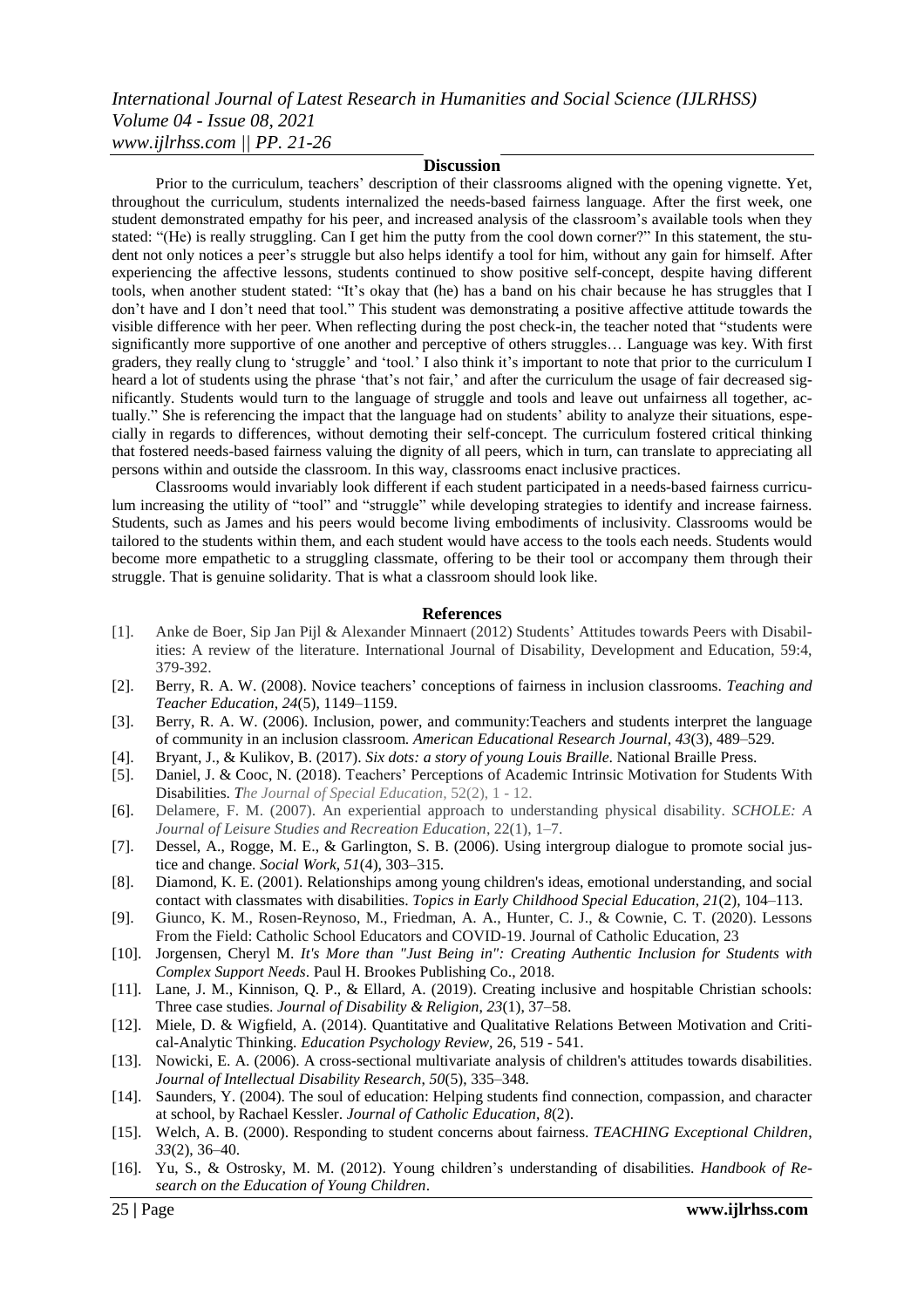## Discussion

Prior to the curriculum, teachers' description of their classrooms aligned with the opening vignette. Yet, throughout the curriculum, students internalized the needs-based fairness language. After the first week, one student demonstrated empathy for his peer, and increased analysis of the classroom's available tools when they stated: "(He) is really struggling. Can I get him the putty from the cool down corner?" In this statement, the student not only notices a peer's struggle but also helps identify a tool for him, without any gain for himself. After experiencing the affective lessons, students continued to show positive self-concept, despite having different tools, when another student stated: "It's okay that (he) has a band on his chair because he has struggles that I don't have and I don't need that tool." This student was demonstrating a positive affective attitude towards the visible difference with her peer. When reflecting during the post check-in, the teacher noted that "students were significantly more supportive of one another and perceptive of others struggles… Language was key. With first graders, they really clung to 'struggle' and 'tool.' I also think it's important to note that prior to the curriculum I heard a lot of students using the phrase 'that's not fair,' and after the curriculum the usage of fair decreased significantly. Students would turn to the language of struggle and tools and leave out unfairness all together, actually." She is referencing the impact that the language had on students' ability to analyze their situations, especially in regards to differences, without demoting their self-concept. The curriculum fostered critical thinking that fostered needs-based fairness valuing the dignity of all peers, which in turn, can translate to appreciating all persons within and outside the classroom. In this way, classrooms enact inclusive practices.

Classrooms would invariably look different if each student participated in a needs-based fairness curriculum increasing the utility of "tool" and "struggle" while developing strategies to identify and increase fairness. Students, such as James and his peers would become living embodiments of inclusivity. Classrooms would be tailored to the students within them, and each student would have access to the tools each needs. Students would become more empathetic to a struggling classmate, offering to be their tool or accompany them through their struggle. That is genuine solidarity. That is what a classroom should look like.

## References

[1]. Anke de Boer, Sip Jan Pijl & Alexander Minnaert (2012) Students' Attitudes towards Peers with Disabilities: A review of the literature. International Journal of Disability, Development and Education, 59:4, 379-392.

[2]. Berry, R. A. W. (2008). Novice teachers' conceptions of fairness in inclusion classrooms. *Teaching and Teacher Education*, *24*(5), 1149–1159.

[3]. Berry, R. A. W. (2006). Inclusion, power, and community:Teachers and students interpret the language of community in an inclusion classroom. *American Educational Research Journal*, *43*(3), 489–529.

[4]. Bryant, J., & Kulikov, B. (2017). *Six dots: a story of young Louis Braille*. National Braille Press.

[5]. Daniel, J. & Cooc, N. (2018). Teachers' Perceptions of Academic Intrinsic Motivation for Students With Disabilities. *The Journal of Special Education*, 52(2), 1 - 12.

[6]. Delamere, F. M. (2007). An experiential approach to understanding physical disability. *SCHOLE: A Journal of Leisure Studies and Recreation Education*, 22(1), 1–7.

[7]. Dessel, A., Rogge, M. E., & Garlington, S. B. (2006). Using intergroup dialogue to promote social justice and change. *Social Work*, *51*(4), 303–315.

[8]. Diamond, K. E. (2001). Relationships among young children's ideas, emotional understanding, and social contact with classmates with disabilities. *Topics in Early Childhood Special Education*, *21*(2), 104–113.

[9]. Giunco, K. M., Rosen-Reynoso, M., Friedman, A. A., Hunter, C. J., & Cownie, C. T. (2020). Lessons From the Field: Catholic School Educators and COVID-19. Journal of Catholic Education, 23

[10]. Jorgensen, Cheryl M. *It's More than "Just Being in": Creating Authentic Inclusion for Students with Complex Support Needs*. Paul H. Brookes Publishing Co., 2018.

[11]. Lane, J. M., Kinnison, Q. P., & Ellard, A. (2019). Creating inclusive and hospitable Christian schools: Three case studies. *Journal of Disability & Religion*, *23*(1), 37–58.

[12]. Miele, D. & Wigfield, A. (2014). Quantitative and Qualitative Relations Between Motivation and Critical-Analytic Thinking. *Education Psychology Review*, 26, 519 - 541.

[13]. Nowicki, E. A. (2006). A cross-sectional multivariate analysis of children's attitudes towards disabilities. *Journal of Intellectual Disability Research*, *50*(5), 335–348.

[14]. Saunders, Y. (2004). The soul of education: Helping students find connection, compassion, and character at school, by Rachael Kessler. *Journal of Catholic Education*, *8*(2).

[15]. Welch, A. B. (2000). Responding to student concerns about fairness. *TEACHING Exceptional Children*, *33*(2), 36–40.

[16]. Yu, S., & Ostrosky, M. M. (2012). Young children's understanding of disabilities. *Handbook of Research on the Education of Young Children*.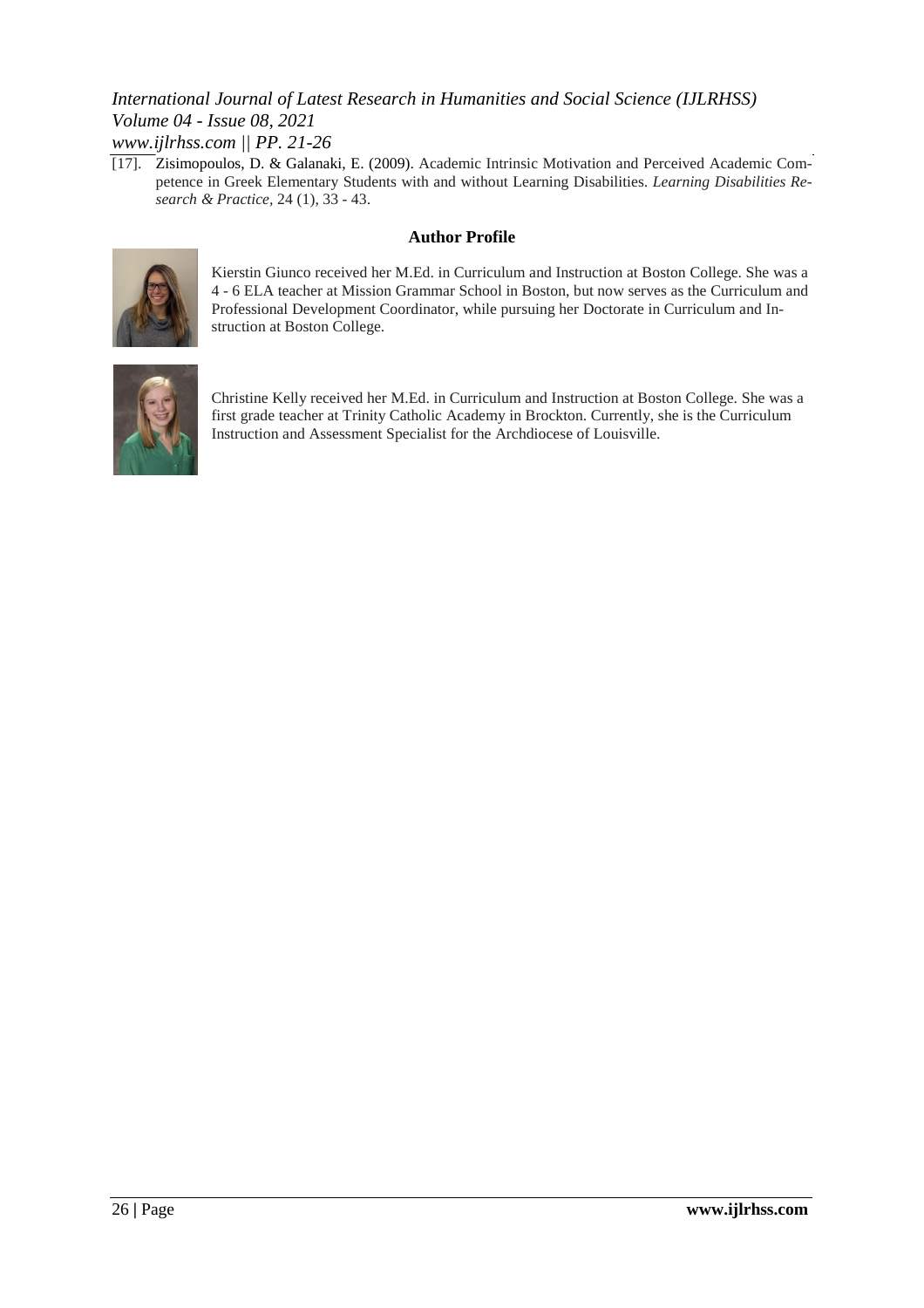[17]. Zisimopoulos, D. & Galanaki, E. (2009). Academic Intrinsic Motivation and Perceived Academic Competence in Greek Elementary Students with and without Learning Disabilities. *Learning Disabilities Research & Practice,* 24 (1), 33 - 43.

### Author Profile

Kierstin Giunco received her M.Ed. in Curriculum and Instruction at Boston College. She was a 4 - 6 ELA teacher at Mission Grammar School in Boston, but now serves as the Curriculum and Professional Development Coordinator, while pursuing her Doctorate in Curriculum and Instruction at Boston College.

Christine Kelly received her M.Ed. in Curriculum and Instruction at Boston College. She was a first grade teacher at Trinity Catholic Academy in Brockton. Currently, she is the Curriculum Instruction and Assessment Specialist for the Archdiocese of Louisville.